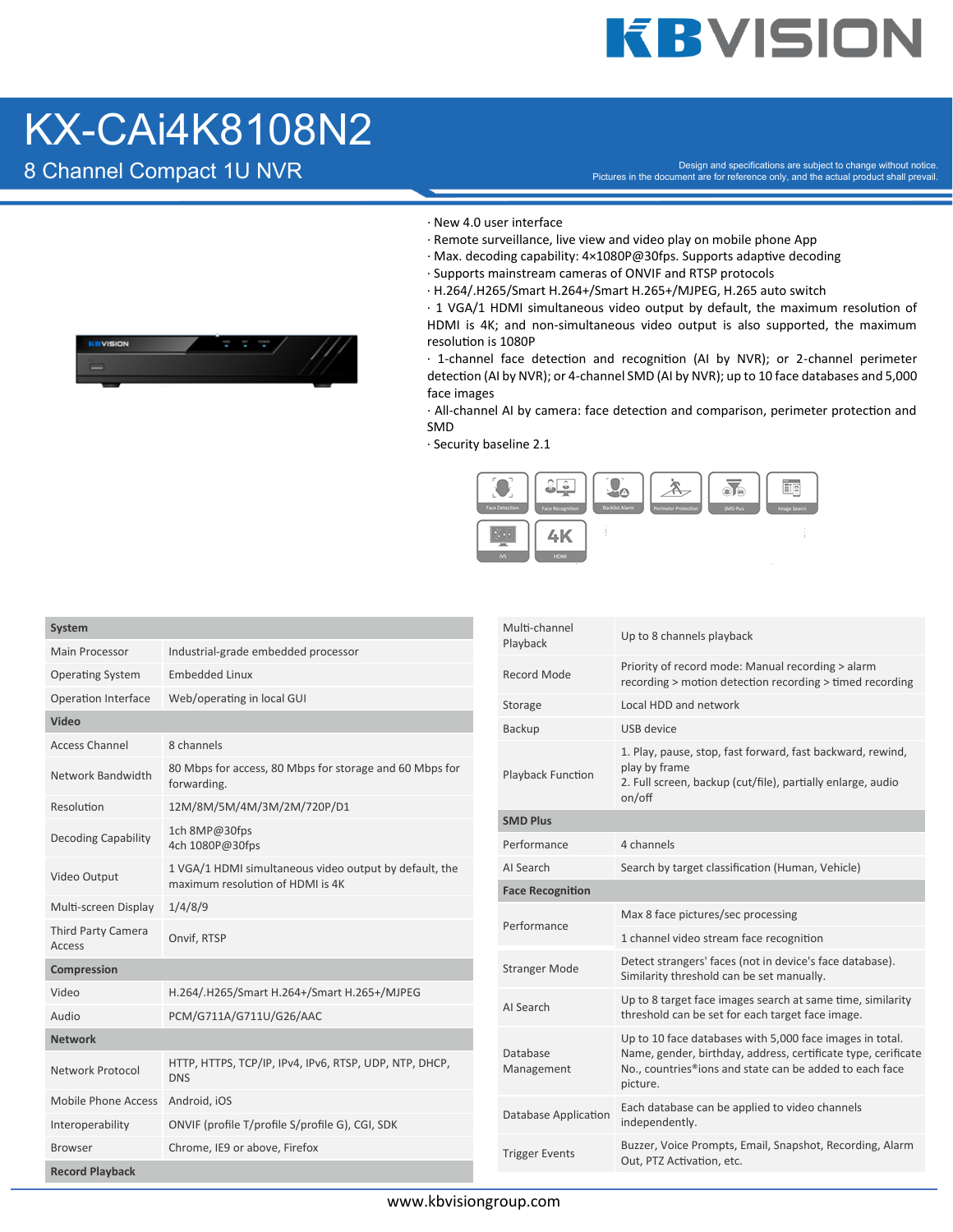# KX-CAi4K8108N2

## 8 Channel Compact 1U NVR

Design and specifications are subject to change without notice.
Pictures in the document are for reference only, and the actual product shall prevail.

· New 4.0 user interface
· Remote surveillance, live view and video play on mobile phone App
· Max. decoding capability: 4×1080P@30fps. Supports adaptive decoding
· Supports mainstream cameras of ONVIF and RTSP protocols
· H.264/.H265/Smart H.264+/Smart H.265+/MJPEG, H.265 auto switch
· 1 VGA/1 HDMI simultaneous video output by default, the maximum resolution of HDMI is 4K; and non-simultaneous video output is also supported, the maximum resolution is 1080P
· 1-channel face detection and recognition (AI by NVR); or 2-channel perimeter detection (AI by NVR); or 4-channel SMD (AI by NVR); up to 10 face databases and 5,000 face images
· All-channel AI by camera: face detection and comparison, perimeter protection and SMD
· Security baseline 2.1

Face Detection | Face Recognition | Backlist Alarm | Perimeter Protection | SMD Plus | Image Search | IVS | 4K HDMI

| System | |
|---|---|
| Main Processor | Industrial-grade embedded processor |
| Operating System | Embedded Linux |
| Operation Interface | Web/operating in local GUI |
| **Video** | |
| Access Channel | 8 channels |
| Network Bandwidth | 80 Mbps for access, 80 Mbps for storage and 60 Mbps for forwarding. |
| Resolution | 12M/8M/5M/4M/3M/2M/720P/D1 |
| Decoding Capability | 1ch 8MP@30fps<br>4ch 1080P@30fps |
| Video Output | 1 VGA/1 HDMI simultaneous video output by default, the maximum resolution of HDMI is 4K |
| Multi-screen Display | 1/4/8/9 |
| Third Party Camera Access | Onvif, RTSP |
| **Compression** | |
| Video | H.264/.H265/Smart H.264+/Smart H.265+/MJPEG |
| Audio | PCM/G711A/G711U/G26/AAC |
| **Network** | |
| Network Protocol | HTTP, HTTPS, TCP/IP, IPv4, IPv6, RTSP, UDP, NTP, DHCP, DNS |
| Mobile Phone Access | Android, iOS |
| Interoperability | ONVIF (profile T/profile S/profile G), CGI, SDK |
| Browser | Chrome, IE9 or above, Firefox |
| **Record Playback** | |
| Multi-channel Playback | Up to 8 channels playback |
| Record Mode | Priority of record mode: Manual recording > alarm recording > motion detection recording > timed recording |
| Storage | Local HDD and network |
| Backup | USB device |
| Playback Function | 1. Play, pause, stop, fast forward, fast backward, rewind, play by frame<br>2. Full screen, backup (cut/file), partially enlarge, audio on/off |
| **SMD Plus** | |
| Performance | 4 channels |
| AI Search | Search by target classification (Human, Vehicle) |
| **Face Recognition** | |
| Performance | Max 8 face pictures/sec processing<br>1 channel video stream face recognition |
| Stranger Mode | Detect strangers' faces (not in device's face database). Similarity threshold can be set manually. |
| AI Search | Up to 8 target face images search at same time, similarity threshold can be set for each target face image. |
| Database Management | Up to 10 face databases with 5,000 face images in total. Name, gender, birthday, address, certificate type, cerificate No., countries®ions and state can be added to each face picture. |
| Database Application | Each database can be applied to video channels independently. |
| Trigger Events | Buzzer, Voice Prompts, Email, Snapshot, Recording, Alarm Out, PTZ Activation, etc. |

www.kbvisiongroup.com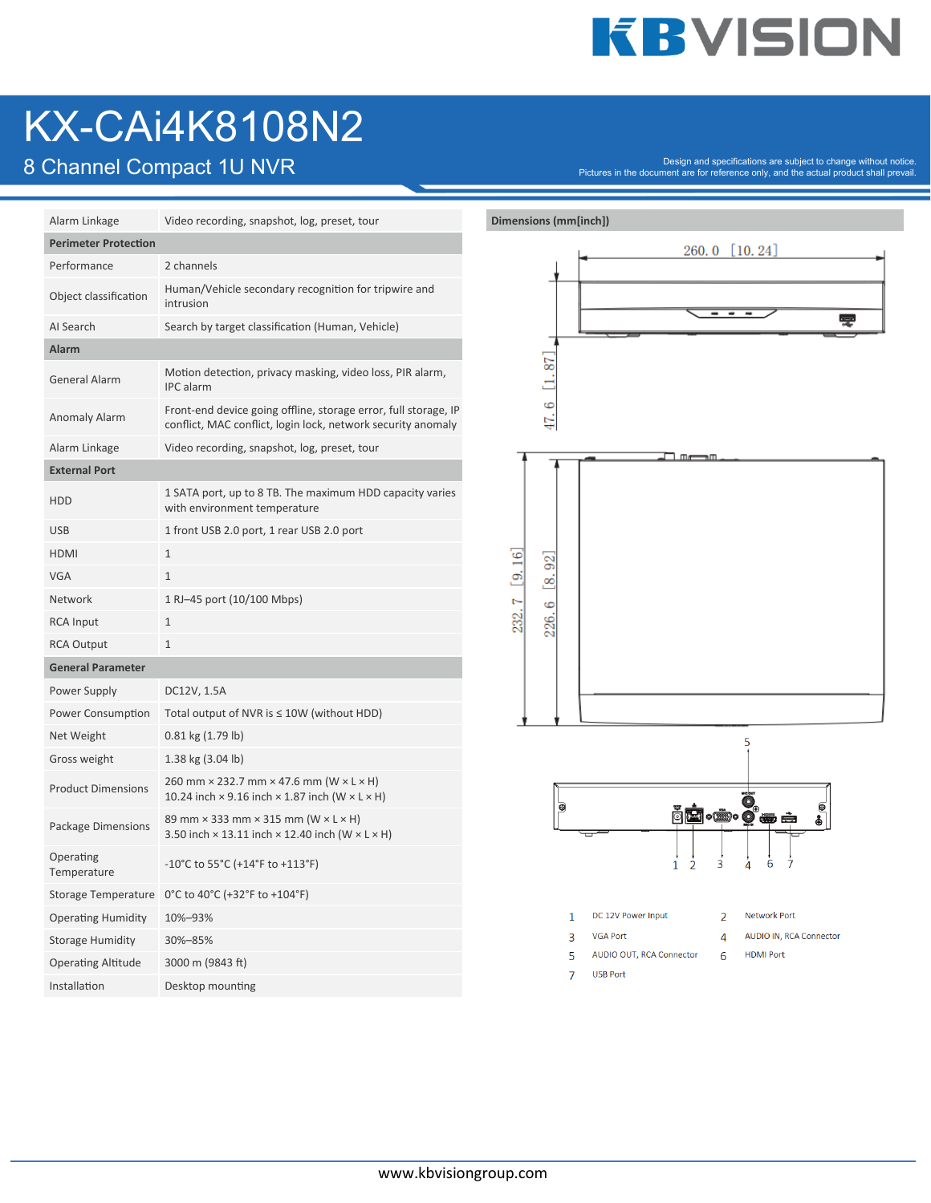# KX-CAi4K8108N2

## 8 Channel Compact 1U NVR

Design and specifications are subject to change without notice.
Pictures in the document are for reference only, and the actual product shall prevail.

| | |
|---|---|
| Alarm Linkage | Video recording, snapshot, log, preset, tour |
| **Perimeter Protection** | |
| Performance | 2 channels |
| Object classification | Human/Vehicle secondary recognition for tripwire and intrusion |
| AI Search | Search by target classification (Human, Vehicle) |
| **Alarm** | |
| General Alarm | Motion detection, privacy masking, video loss, PIR alarm, IPC alarm |
| Anomaly Alarm | Front-end device going offline, storage error, full storage, IP conflict, MAC conflict, login lock, network security anomaly |
| Alarm Linkage | Video recording, snapshot, log, preset, tour |
| **External Port** | |
| HDD | 1 SATA port, up to 8 TB. The maximum HDD capacity varies with environment temperature |
| USB | 1 front USB 2.0 port, 1 rear USB 2.0 port |
| HDMI | 1 |
| VGA | 1 |
| Network | 1 RJ–45 port (10/100 Mbps) |
| RCA Input | 1 |
| RCA Output | 1 |
| **General Parameter** | |
| Power Supply | DC12V, 1.5A |
| Power Consumption | Total output of NVR is ≤ 10W (without HDD) |
| Net Weight | 0.81 kg (1.79 lb) |
| Gross weight | 1.38 kg (3.04 lb) |
| Product Dimensions | 260 mm × 232.7 mm × 47.6 mm (W × L × H) 10.24 inch × 9.16 inch × 1.87 inch (W × L × H) |
| Package Dimensions | 89 mm × 333 mm × 315 mm (W × L × H) 3.50 inch × 13.11 inch × 12.40 inch (W × L × H) |
| Operating Temperature | -10°C to 55°C (+14°F to +113°F) |
| Storage Temperature | 0°C to 40°C (+32°F to +104°F) |
| Operating Humidity | 10%–93% |
| Storage Humidity | 30%–85% |
| Operating Altitude | 3000 m (9843 ft) |
| Installation | Desktop mounting |

**Dimensions (mm[inch])**

260.0 [10.24]

47.6 [1.87]

232.7 [9.16]

226.6 [8.92]

| | | | |
|---|---|---|---|
| 1 | DC 12V Power Input | 2 | Network Port |
| 3 | VGA Port | 4 | AUDIO IN, RCA Connector |
| 5 | AUDIO OUT, RCA Connector | 6 | HDMI Port |
| 7 | USB Port | | |

www.kbvisiongroup.com